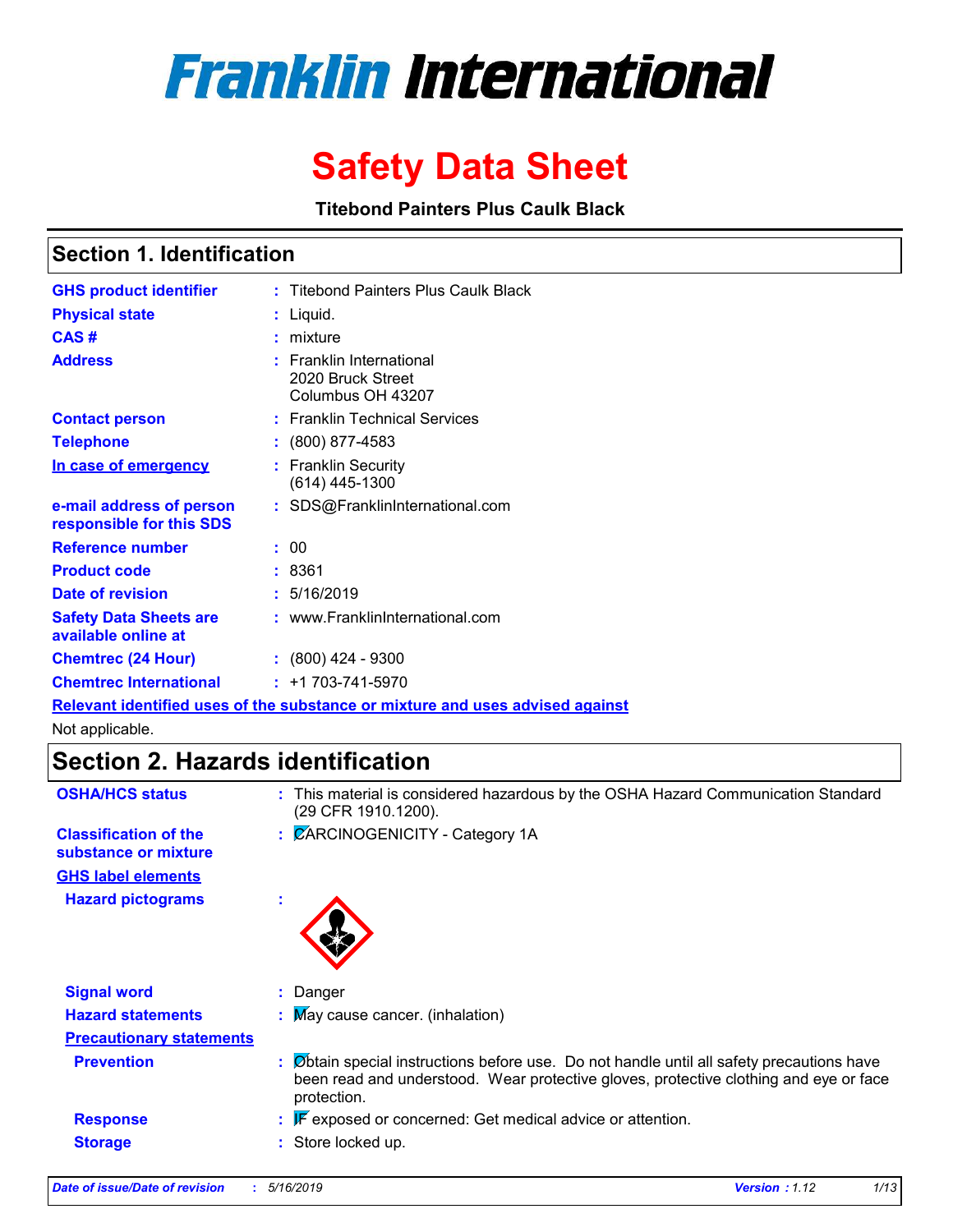# Franklin International

# Safety Data Sheet

**Titebond Painters Plus Caulk Black**

## Section 1. Identification

| | | |
|---|---|---|
| **GHS product identifier** | : | Titebond Painters Plus Caulk Black |
| **Physical state** | : | Liquid. |
| **CAS #** | : | mixture |
| **Address** | : | Franklin International<br>2020 Bruck Street<br>Columbus OH 43207 |
| **Contact person** | : | Franklin Technical Services |
| **Telephone** | : | (800) 877-4583 |
| **In case of emergency** | : | Franklin Security<br>(614) 445-1300 |
| **e-mail address of person responsible for this SDS** | : | SDS@FranklinInternational.com |
| **Reference number** | : | 00 |
| **Product code** | : | 8361 |
| **Date of revision** | : | 5/16/2019 |
| **Safety Data Sheets are available online at** | : | www.FranklinInternational.com |
| **Chemtrec (24 Hour)** | : | (800) 424 - 9300 |
| **Chemtrec International** | : | +1 703-741-5970 |

**Relevant identified uses of the substance or mixture and uses advised against**

Not applicable.

## Section 2. Hazards identification

| | | |
|---|---|---|
| **OSHA/HCS status** | : | This material is considered hazardous by the OSHA Hazard Communication Standard (29 CFR 1910.1200). |
| **Classification of the substance or mixture** | : | CARCINOGENICITY - Category 1A |

**GHS label elements**

| | | |
|---|---|---|
| **Hazard pictograms** | : | |
| **Signal word** | : | Danger |
| **Hazard statements** | : | May cause cancer. (inhalation) |

**Precautionary statements**

| | | |
|---|---|---|
| **Prevention** | : | Obtain special instructions before use. Do not handle until all safety precautions have been read and understood. Wear protective gloves, protective clothing and eye or face protection. |
| **Response** | : | IF exposed or concerned: Get medical advice or attention. |
| **Storage** | : | Store locked up. |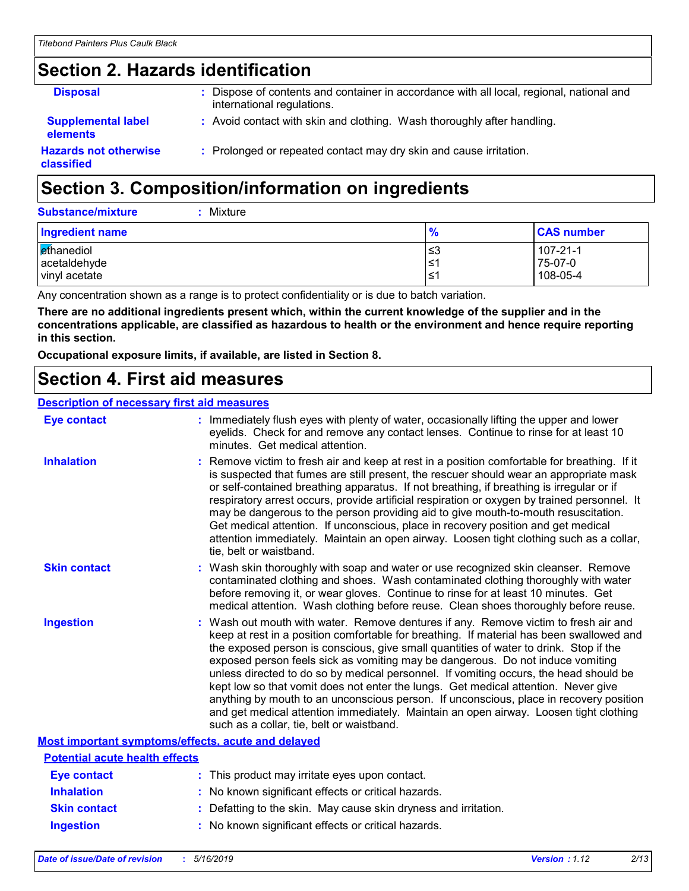## Section 2. Hazards identification

**Disposal** : Dispose of contents and container in accordance with all local, regional, national and international regulations.

**Supplemental label elements** : Avoid contact with skin and clothing. Wash thoroughly after handling.

**Hazards not otherwise classified** : Prolonged or repeated contact may dry skin and cause irritation.

## Section 3. Composition/information on ingredients

**Substance/mixture** : Mixture

| Ingredient name | % | CAS number |
|---|---|---|
| ethanediol | ≤3 | 107-21-1 |
| acetaldehyde | ≤1 | 75-07-0 |
| vinyl acetate | ≤1 | 108-05-4 |

Any concentration shown as a range is to protect confidentiality or is due to batch variation.

**There are no additional ingredients present which, within the current knowledge of the supplier and in the concentrations applicable, are classified as hazardous to health or the environment and hence require reporting in this section.**

**Occupational exposure limits, if available, are listed in Section 8.**

## Section 4. First aid measures

### Description of necessary first aid measures

**Eye contact** : Immediately flush eyes with plenty of water, occasionally lifting the upper and lower eyelids. Check for and remove any contact lenses. Continue to rinse for at least 10 minutes. Get medical attention.

**Inhalation** : Remove victim to fresh air and keep at rest in a position comfortable for breathing. If it is suspected that fumes are still present, the rescuer should wear an appropriate mask or self-contained breathing apparatus. If not breathing, if breathing is irregular or if respiratory arrest occurs, provide artificial respiration or oxygen by trained personnel. It may be dangerous to the person providing aid to give mouth-to-mouth resuscitation. Get medical attention. If unconscious, place in recovery position and get medical attention immediately. Maintain an open airway. Loosen tight clothing such as a collar, tie, belt or waistband.

**Skin contact** : Wash skin thoroughly with soap and water or use recognized skin cleanser. Remove contaminated clothing and shoes. Wash contaminated clothing thoroughly with water before removing it, or wear gloves. Continue to rinse for at least 10 minutes. Get medical attention. Wash clothing before reuse. Clean shoes thoroughly before reuse.

**Ingestion** : Wash out mouth with water. Remove dentures if any. Remove victim to fresh air and keep at rest in a position comfortable for breathing. If material has been swallowed and the exposed person is conscious, give small quantities of water to drink. Stop if the exposed person feels sick as vomiting may be dangerous. Do not induce vomiting unless directed to do so by medical personnel. If vomiting occurs, the head should be kept low so that vomit does not enter the lungs. Get medical attention. Never give anything by mouth to an unconscious person. If unconscious, place in recovery position and get medical attention immediately. Maintain an open airway. Loosen tight clothing such as a collar, tie, belt or waistband.

### Most important symptoms/effects, acute and delayed

#### Potential acute health effects

**Eye contact** : This product may irritate eyes upon contact.

**Inhalation** : No known significant effects or critical hazards.

**Skin contact** : Defatting to the skin. May cause skin dryness and irritation.

**Ingestion** : No known significant effects or critical hazards.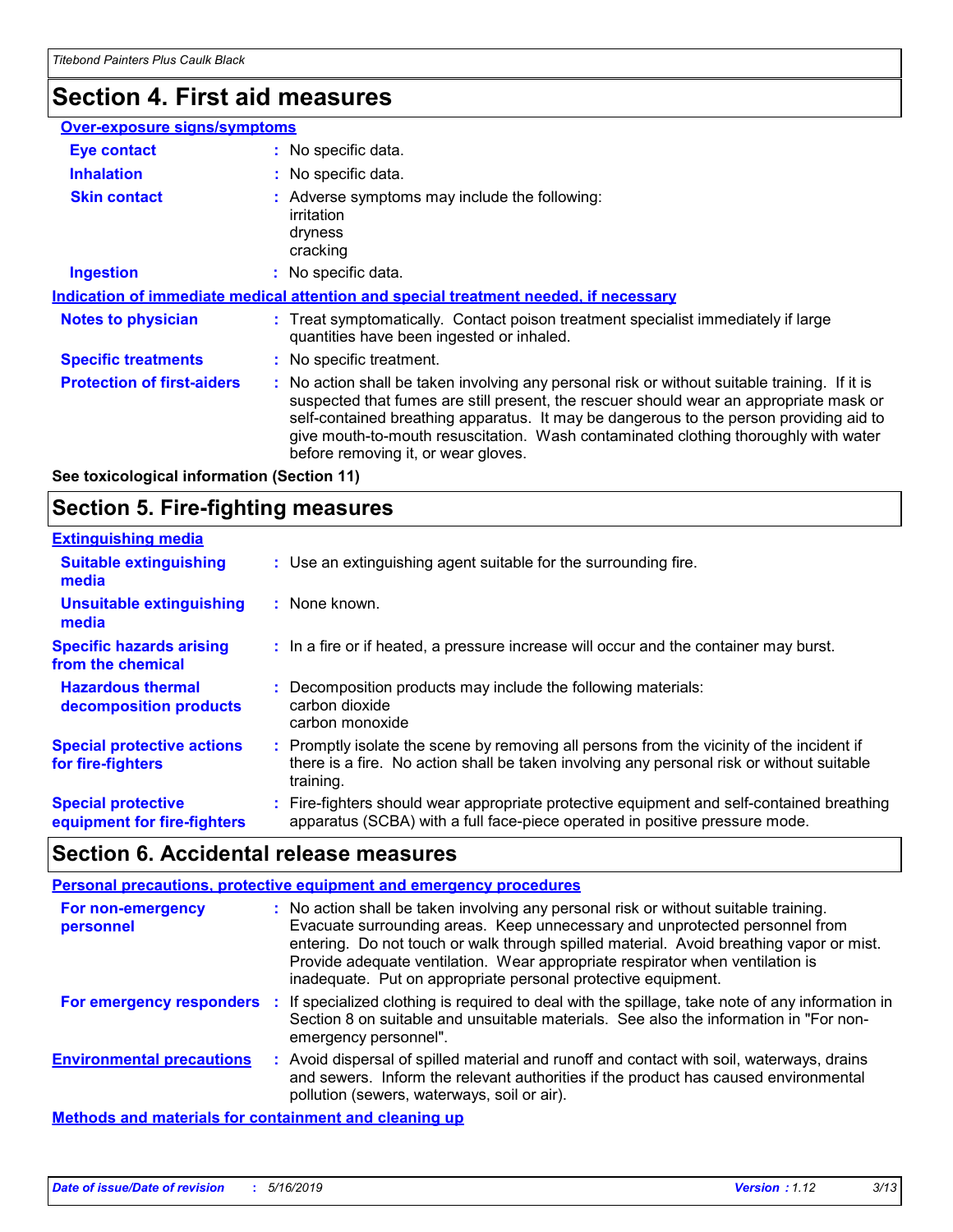## Section 4. First aid measures

**Over-exposure signs/symptoms**

**Eye contact** : No specific data.

**Inhalation** : No specific data.

**Skin contact** : Adverse symptoms may include the following:
irritation
dryness
cracking

**Ingestion** : No specific data.

**Indication of immediate medical attention and special treatment needed, if necessary**

**Notes to physician** : Treat symptomatically. Contact poison treatment specialist immediately if large quantities have been ingested or inhaled.

**Specific treatments** : No specific treatment.

**Protection of first-aiders** : No action shall be taken involving any personal risk or without suitable training. If it is suspected that fumes are still present, the rescuer should wear an appropriate mask or self-contained breathing apparatus. It may be dangerous to the person providing aid to give mouth-to-mouth resuscitation. Wash contaminated clothing thoroughly with water before removing it, or wear gloves.

**See toxicological information (Section 11)**

## Section 5. Fire-fighting measures

**Extinguishing media**

**Suitable extinguishing media** : Use an extinguishing agent suitable for the surrounding fire.

**Unsuitable extinguishing media** : None known.

**Specific hazards arising from the chemical** : In a fire or if heated, a pressure increase will occur and the container may burst.

**Hazardous thermal decomposition products** : Decomposition products may include the following materials:
carbon dioxide
carbon monoxide

**Special protective actions for fire-fighters** : Promptly isolate the scene by removing all persons from the vicinity of the incident if there is a fire. No action shall be taken involving any personal risk or without suitable training.

**Special protective equipment for fire-fighters** : Fire-fighters should wear appropriate protective equipment and self-contained breathing apparatus (SCBA) with a full face-piece operated in positive pressure mode.

## Section 6. Accidental release measures

**Personal precautions, protective equipment and emergency procedures**

**For non-emergency personnel** : No action shall be taken involving any personal risk or without suitable training. Evacuate surrounding areas. Keep unnecessary and unprotected personnel from entering. Do not touch or walk through spilled material. Avoid breathing vapor or mist. Provide adequate ventilation. Wear appropriate respirator when ventilation is inadequate. Put on appropriate personal protective equipment.

**For emergency responders** : If specialized clothing is required to deal with the spillage, take note of any information in Section 8 on suitable and unsuitable materials. See also the information in "For non-emergency personnel".

**Environmental precautions** : Avoid dispersal of spilled material and runoff and contact with soil, waterways, drains and sewers. Inform the relevant authorities if the product has caused environmental pollution (sewers, waterways, soil or air).

**Methods and materials for containment and cleaning up**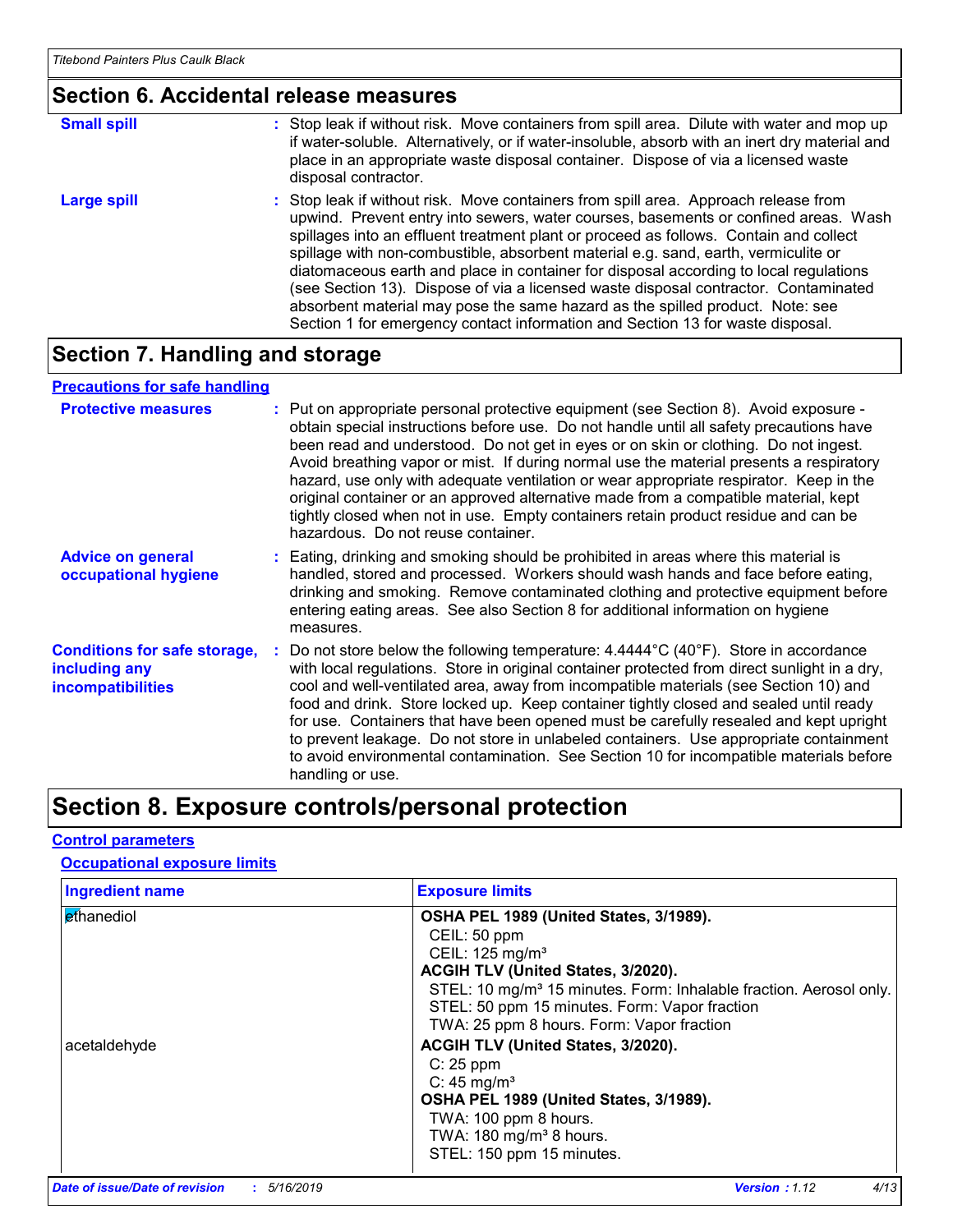## Section 6. Accidental release measures

**Small spill** : Stop leak if without risk. Move containers from spill area. Dilute with water and mop up if water-soluble. Alternatively, or if water-insoluble, absorb with an inert dry material and place in an appropriate waste disposal container. Dispose of via a licensed waste disposal contractor.

**Large spill** : Stop leak if without risk. Move containers from spill area. Approach release from upwind. Prevent entry into sewers, water courses, basements or confined areas. Wash spillages into an effluent treatment plant or proceed as follows. Contain and collect spillage with non-combustible, absorbent material e.g. sand, earth, vermiculite or diatomaceous earth and place in container for disposal according to local regulations (see Section 13). Dispose of via a licensed waste disposal contractor. Contaminated absorbent material may pose the same hazard as the spilled product. Note: see Section 1 for emergency contact information and Section 13 for waste disposal.

## Section 7. Handling and storage

### Precautions for safe handling

**Protective measures** : Put on appropriate personal protective equipment (see Section 8). Avoid exposure - obtain special instructions before use. Do not handle until all safety precautions have been read and understood. Do not get in eyes or on skin or clothing. Do not ingest. Avoid breathing vapor or mist. If during normal use the material presents a respiratory hazard, use only with adequate ventilation or wear appropriate respirator. Keep in the original container or an approved alternative made from a compatible material, kept tightly closed when not in use. Empty containers retain product residue and can be hazardous. Do not reuse container.

**Advice on general occupational hygiene** : Eating, drinking and smoking should be prohibited in areas where this material is handled, stored and processed. Workers should wash hands and face before eating, drinking and smoking. Remove contaminated clothing and protective equipment before entering eating areas. See also Section 8 for additional information on hygiene measures.

**Conditions for safe storage, including any incompatibilities** : Do not store below the following temperature: 4.4444°C (40°F). Store in accordance with local regulations. Store in original container protected from direct sunlight in a dry, cool and well-ventilated area, away from incompatible materials (see Section 10) and food and drink. Store locked up. Keep container tightly closed and sealed until ready for use. Containers that have been opened must be carefully resealed and kept upright to prevent leakage. Do not store in unlabeled containers. Use appropriate containment to avoid environmental contamination. See Section 10 for incompatible materials before handling or use.

## Section 8. Exposure controls/personal protection

### Control parameters

#### Occupational exposure limits

| Ingredient name | Exposure limits |
|---|---|
| ethanediol | **OSHA PEL 1989 (United States, 3/1989).**<br>CEIL: 50 ppm<br>CEIL: 125 mg/m³<br>**ACGIH TLV (United States, 3/2020).**<br>STEL: 10 mg/m³ 15 minutes. Form: Inhalable fraction. Aerosol only.<br>STEL: 50 ppm 15 minutes. Form: Vapor fraction<br>TWA: 25 ppm 8 hours. Form: Vapor fraction |
| acetaldehyde | **ACGIH TLV (United States, 3/2020).**<br>C: 25 ppm<br>C: 45 mg/m³<br>**OSHA PEL 1989 (United States, 3/1989).**<br>TWA: 100 ppm 8 hours.<br>TWA: 180 mg/m³ 8 hours.<br>STEL: 150 ppm 15 minutes. |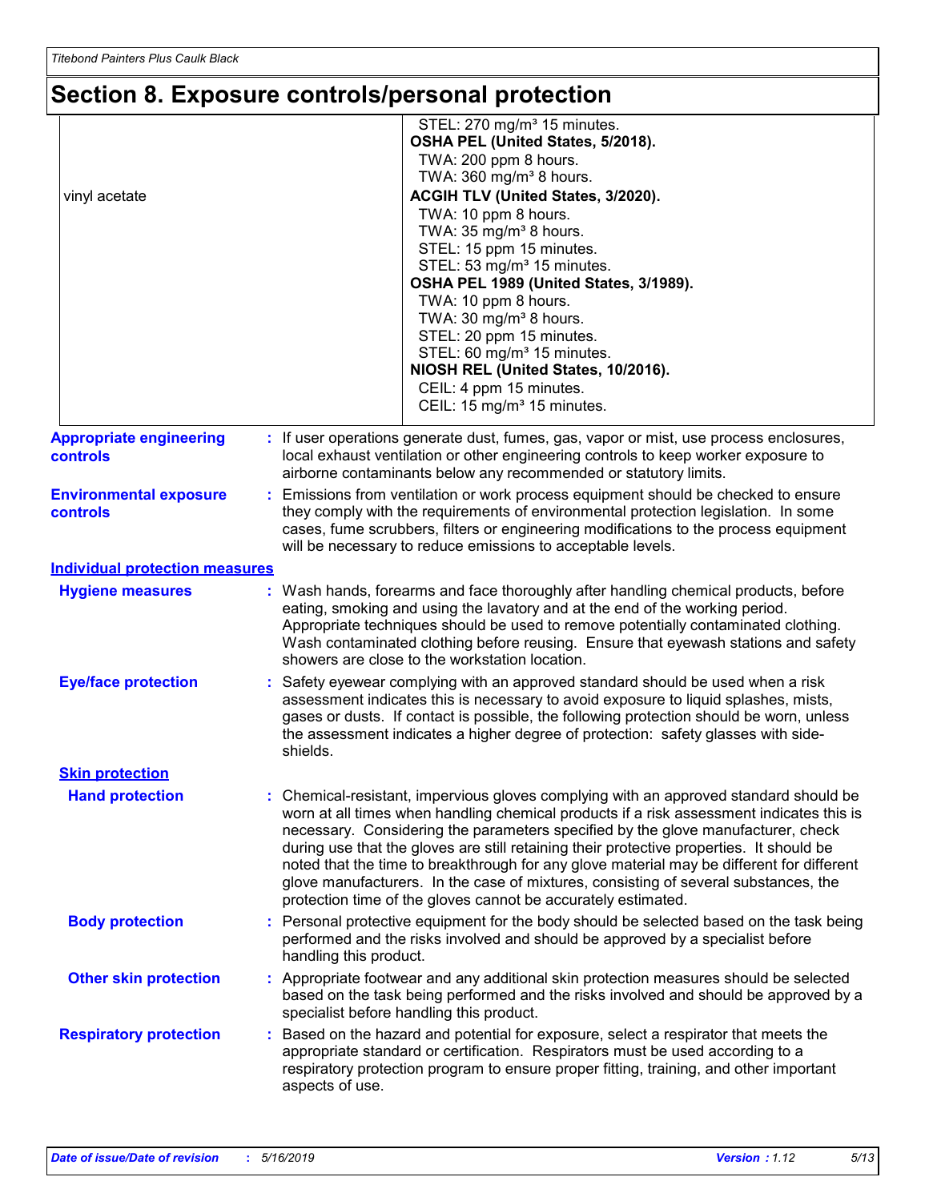## Section 8. Exposure controls/personal protection

| | |
|---|---|
| | STEL: 270 mg/m³ 15 minutes.<br>**OSHA PEL (United States, 5/2018).**<br>TWA: 200 ppm 8 hours.<br>TWA: 360 mg/m³ 8 hours. |
| vinyl acetate | **ACGIH TLV (United States, 3/2020).**<br>TWA: 10 ppm 8 hours.<br>TWA: 35 mg/m³ 8 hours.<br>STEL: 15 ppm 15 minutes.<br>STEL: 53 mg/m³ 15 minutes.<br>**OSHA PEL 1989 (United States, 3/1989).**<br>TWA: 10 ppm 8 hours.<br>TWA: 30 mg/m³ 8 hours.<br>STEL: 20 ppm 15 minutes.<br>STEL: 60 mg/m³ 15 minutes.<br>**NIOSH REL (United States, 10/2016).**<br>CEIL: 4 ppm 15 minutes.<br>CEIL: 15 mg/m³ 15 minutes. |

**Appropriate engineering controls** : If user operations generate dust, fumes, gas, vapor or mist, use process enclosures, local exhaust ventilation or other engineering controls to keep worker exposure to airborne contaminants below any recommended or statutory limits.

**Environmental exposure controls** : Emissions from ventilation or work process equipment should be checked to ensure they comply with the requirements of environmental protection legislation. In some cases, fume scrubbers, filters or engineering modifications to the process equipment will be necessary to reduce emissions to acceptable levels.

### Individual protection measures

**Hygiene measures** : Wash hands, forearms and face thoroughly after handling chemical products, before eating, smoking and using the lavatory and at the end of the working period. Appropriate techniques should be used to remove potentially contaminated clothing. Wash contaminated clothing before reusing. Ensure that eyewash stations and safety showers are close to the workstation location.

**Eye/face protection** : Safety eyewear complying with an approved standard should be used when a risk assessment indicates this is necessary to avoid exposure to liquid splashes, mists, gases or dusts. If contact is possible, the following protection should be worn, unless the assessment indicates a higher degree of protection: safety glasses with side-shields.

#### Skin protection

**Hand protection** : Chemical-resistant, impervious gloves complying with an approved standard should be worn at all times when handling chemical products if a risk assessment indicates this is necessary. Considering the parameters specified by the glove manufacturer, check during use that the gloves are still retaining their protective properties. It should be noted that the time to breakthrough for any glove material may be different for different glove manufacturers. In the case of mixtures, consisting of several substances, the protection time of the gloves cannot be accurately estimated.

**Body protection** : Personal protective equipment for the body should be selected based on the task being performed and the risks involved and should be approved by a specialist before handling this product.

**Other skin protection** : Appropriate footwear and any additional skin protection measures should be selected based on the task being performed and the risks involved and should be approved by a specialist before handling this product.

**Respiratory protection** : Based on the hazard and potential for exposure, select a respirator that meets the appropriate standard or certification. Respirators must be used according to a respiratory protection program to ensure proper fitting, training, and other important aspects of use.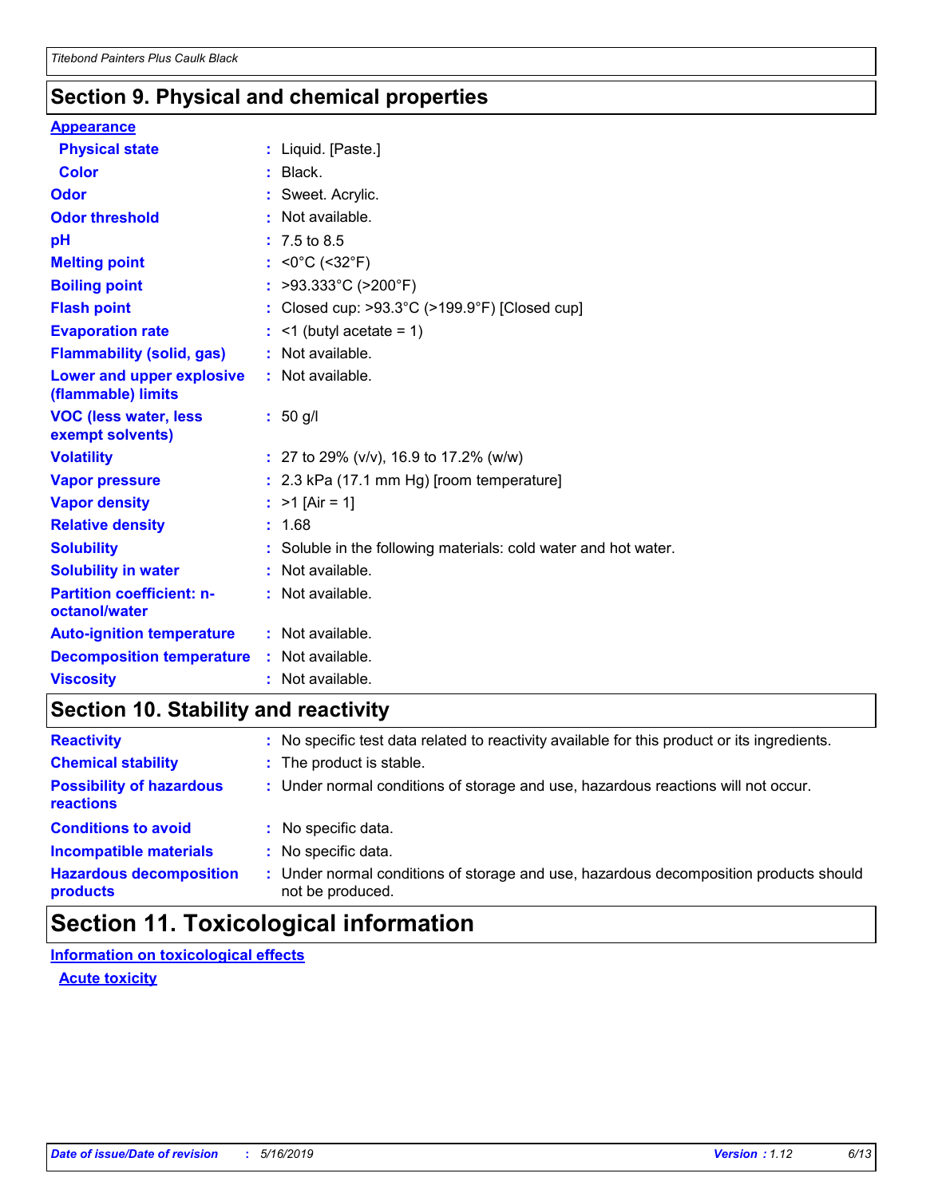## Section 9. Physical and chemical properties

**Appearance**

| | | |
|---|---|---|
| **Physical state** | : | Liquid. [Paste.] |
| **Color** | : | Black. |
| **Odor** | : | Sweet. Acrylic. |
| **Odor threshold** | : | Not available. |
| **pH** | : | 7.5 to 8.5 |
| **Melting point** | : | <0°C (<32°F) |
| **Boiling point** | : | >93.333°C (>200°F) |
| **Flash point** | : | Closed cup: >93.3°C (>199.9°F) [Closed cup] |
| **Evaporation rate** | : | <1 (butyl acetate = 1) |
| **Flammability (solid, gas)** | : | Not available. |
| **Lower and upper explosive (flammable) limits** | : | Not available. |
| **VOC (less water, less exempt solvents)** | : | 50 g/l |
| **Volatility** | : | 27 to 29% (v/v), 16.9 to 17.2% (w/w) |
| **Vapor pressure** | : | 2.3 kPa (17.1 mm Hg) [room temperature] |
| **Vapor density** | : | >1 [Air = 1] |
| **Relative density** | : | 1.68 |
| **Solubility** | : | Soluble in the following materials: cold water and hot water. |
| **Solubility in water** | : | Not available. |
| **Partition coefficient: n-octanol/water** | : | Not available. |
| **Auto-ignition temperature** | : | Not available. |
| **Decomposition temperature** | : | Not available. |
| **Viscosity** | : | Not available. |

## Section 10. Stability and reactivity

| | | |
|---|---|---|
| **Reactivity** | : | No specific test data related to reactivity available for this product or its ingredients. |
| **Chemical stability** | : | The product is stable. |
| **Possibility of hazardous reactions** | : | Under normal conditions of storage and use, hazardous reactions will not occur. |
| **Conditions to avoid** | : | No specific data. |
| **Incompatible materials** | : | No specific data. |
| **Hazardous decomposition products** | : | Under normal conditions of storage and use, hazardous decomposition products should not be produced. |

## Section 11. Toxicological information

**Information on toxicological effects**

**Acute toxicity**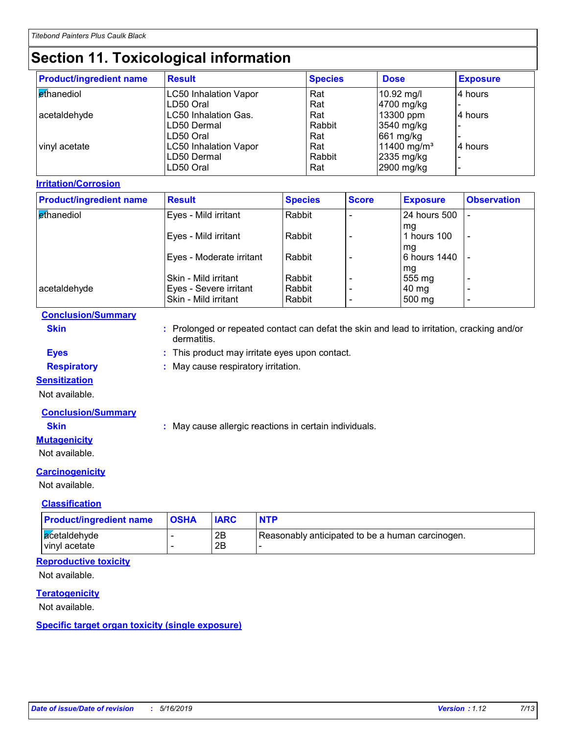# Section 11. Toxicological information

| Product/ingredient name | Result | Species | Dose | Exposure |
|---|---|---|---|---|
| ethanediol | LC50 Inhalation Vapor | Rat | 10.92 mg/l | 4 hours |
| | LD50 Oral | Rat | 4700 mg/kg | - |
| acetaldehyde | LC50 Inhalation Gas. | Rat | 13300 ppm | 4 hours |
| | LD50 Dermal | Rabbit | 3540 mg/kg | - |
| | LD50 Oral | Rat | 661 mg/kg | - |
| vinyl acetate | LC50 Inhalation Vapor | Rat | 11400 mg/m³ | 4 hours |
| | LD50 Dermal | Rabbit | 2335 mg/kg | - |
| | LD50 Oral | Rat | 2900 mg/kg | - |

**Irritation/Corrosion**

| Product/ingredient name | Result | Species | Score | Exposure | Observation |
|---|---|---|---|---|---|
| ethanediol | Eyes - Mild irritant | Rabbit | - | 24 hours 500 mg | - |
| | Eyes - Mild irritant | Rabbit | - | 1 hours 100 mg | - |
| | Eyes - Moderate irritant | Rabbit | - | 6 hours 1440 mg | - |
| | Skin - Mild irritant | Rabbit | - | 555 mg | - |
| acetaldehyde | Eyes - Severe irritant | Rabbit | - | 40 mg | - |
| | Skin - Mild irritant | Rabbit | - | 500 mg | - |

**Conclusion/Summary**

**Skin** : Prolonged or repeated contact can defat the skin and lead to irritation, cracking and/or dermatitis.

**Eyes** : This product may irritate eyes upon contact.

**Respiratory** : May cause respiratory irritation.

**Sensitization**

Not available.

**Conclusion/Summary**

**Skin** : May cause allergic reactions in certain individuals.

**Mutagenicity**

Not available.

**Carcinogenicity**

Not available.

**Classification**

| Product/ingredient name | OSHA | IARC | NTP |
|---|---|---|---|
| acetaldehyde | - | 2B | Reasonably anticipated to be a human carcinogen. |
| vinyl acetate | - | 2B | - |

**Reproductive toxicity**

Not available.

**Teratogenicity**

Not available.

**Specific target organ toxicity (single exposure)**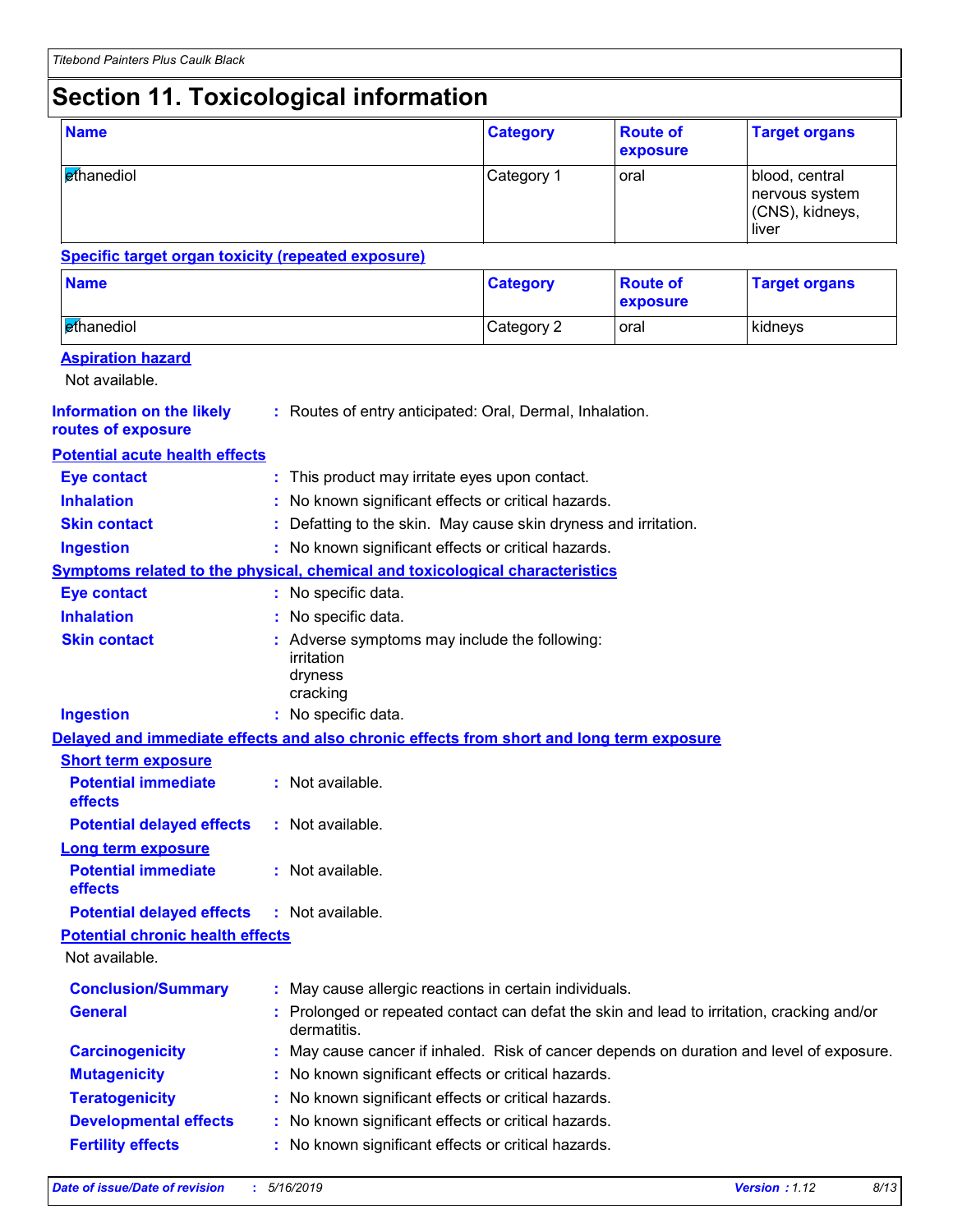# Section 11. Toxicological information

| Name | Category | Route of exposure | Target organs |
|---|---|---|---|
| ethanediol | Category 1 | oral | blood, central nervous system (CNS), kidneys, liver |

**Specific target organ toxicity (repeated exposure)**

| Name | Category | Route of exposure | Target organs |
|---|---|---|---|
| ethanediol | Category 2 | oral | kidneys |

**Aspiration hazard**

Not available.

**Information on the likely routes of exposure** : Routes of entry anticipated: Oral, Dermal, Inhalation.

**Potential acute health effects**

**Eye contact** : This product may irritate eyes upon contact.

**Inhalation** : No known significant effects or critical hazards.

**Skin contact** : Defatting to the skin. May cause skin dryness and irritation.

**Ingestion** : No known significant effects or critical hazards.

**Symptoms related to the physical, chemical and toxicological characteristics**

**Eye contact** : No specific data.

**Inhalation** : No specific data.

**Skin contact** : Adverse symptoms may include the following:
irritation
dryness
cracking

**Ingestion** : No specific data.

**Delayed and immediate effects and also chronic effects from short and long term exposure**

**Short term exposure**

**Potential immediate effects** : Not available.

**Potential delayed effects** : Not available.

**Long term exposure**

**Potential immediate effects** : Not available.

**Potential delayed effects** : Not available.

**Potential chronic health effects**

Not available.

**Conclusion/Summary** : May cause allergic reactions in certain individuals.

**General** : Prolonged or repeated contact can defat the skin and lead to irritation, cracking and/or dermatitis.

**Carcinogenicity** : May cause cancer if inhaled. Risk of cancer depends on duration and level of exposure.

**Mutagenicity** : No known significant effects or critical hazards.

**Teratogenicity** : No known significant effects or critical hazards.

**Developmental effects** : No known significant effects or critical hazards.

**Fertility effects** : No known significant effects or critical hazards.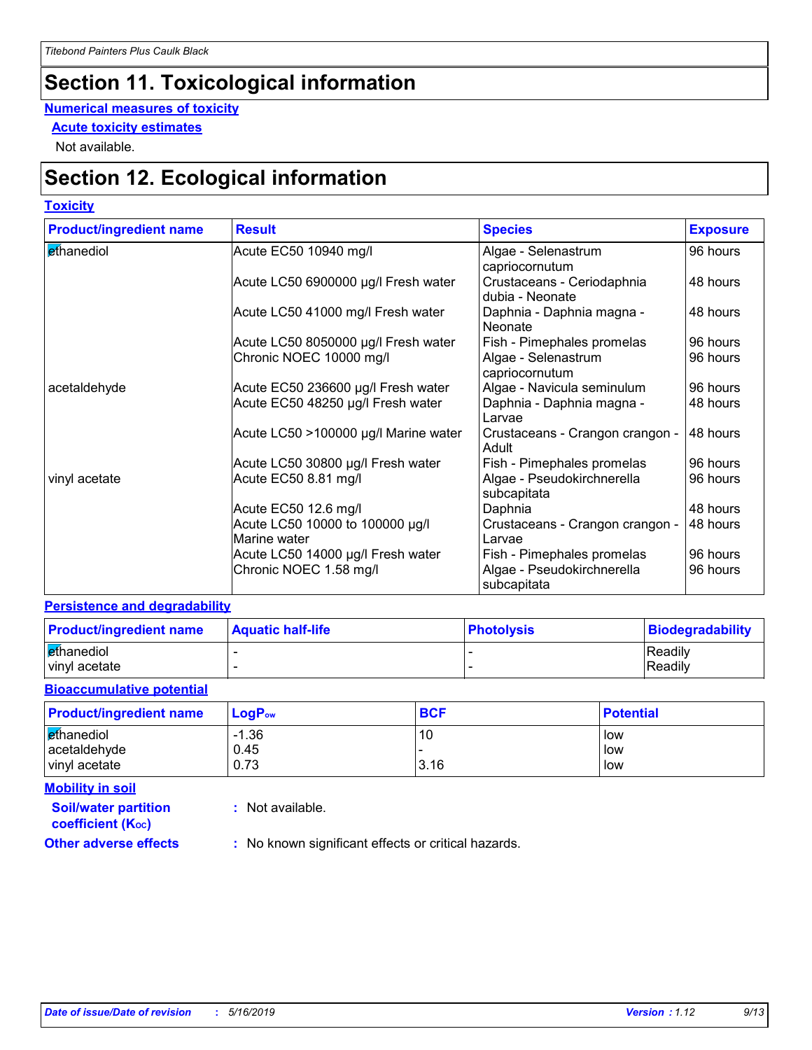# Section 11. Toxicological information

**Numerical measures of toxicity**

**Acute toxicity estimates**

Not available.

# Section 12. Ecological information

**Toxicity**

| Product/ingredient name | Result | Species | Exposure |
|---|---|---|---|
| ethanediol | Acute EC50 10940 mg/l | Algae - Selenastrum capriocornutum | 96 hours |
| | Acute LC50 6900000 µg/l Fresh water | Crustaceans - Ceriodaphnia dubia - Neonate | 48 hours |
| | Acute LC50 41000 mg/l Fresh water | Daphnia - Daphnia magna - Neonate | 48 hours |
| | Acute LC50 8050000 µg/l Fresh water | Fish - Pimephales promelas | 96 hours |
| | Chronic NOEC 10000 mg/l | Algae - Selenastrum capriocornutum | 96 hours |
| acetaldehyde | Acute EC50 236600 µg/l Fresh water | Algae - Navicula seminulum | 96 hours |
| | Acute EC50 48250 µg/l Fresh water | Daphnia - Daphnia magna - Larvae | 48 hours |
| | Acute LC50 >100000 µg/l Marine water | Crustaceans - Crangon crangon - Adult | 48 hours |
| | Acute LC50 30800 µg/l Fresh water | Fish - Pimephales promelas | 96 hours |
| vinyl acetate | Acute EC50 8.81 mg/l | Algae - Pseudokirchnerella subcapitata | 96 hours |
| | Acute EC50 12.6 mg/l | Daphnia | 48 hours |
| | Acute LC50 10000 to 100000 µg/l Marine water | Crustaceans - Crangon crangon - Larvae | 48 hours |
| | Acute LC50 14000 µg/l Fresh water | Fish - Pimephales promelas | 96 hours |
| | Chronic NOEC 1.58 mg/l | Algae - Pseudokirchnerella subcapitata | 96 hours |

**Persistence and degradability**

| Product/ingredient name | Aquatic half-life | Photolysis | Biodegradability |
|---|---|---|---|
| ethanediol | - | - | Readily |
| vinyl acetate | - | - | Readily |

**Bioaccumulative potential**

| Product/ingredient name | $LogP_{ow}$ | BCF | Potential |
|---|---|---|---|
| ethanediol | -1.36 | 10 | low |
| acetaldehyde | 0.45 | - | low |
| vinyl acetate | 0.73 | 3.16 | low |

**Mobility in soil**

**Soil/water partition coefficient ($K_{OC}$)** : Not available.

**Other adverse effects** : No known significant effects or critical hazards.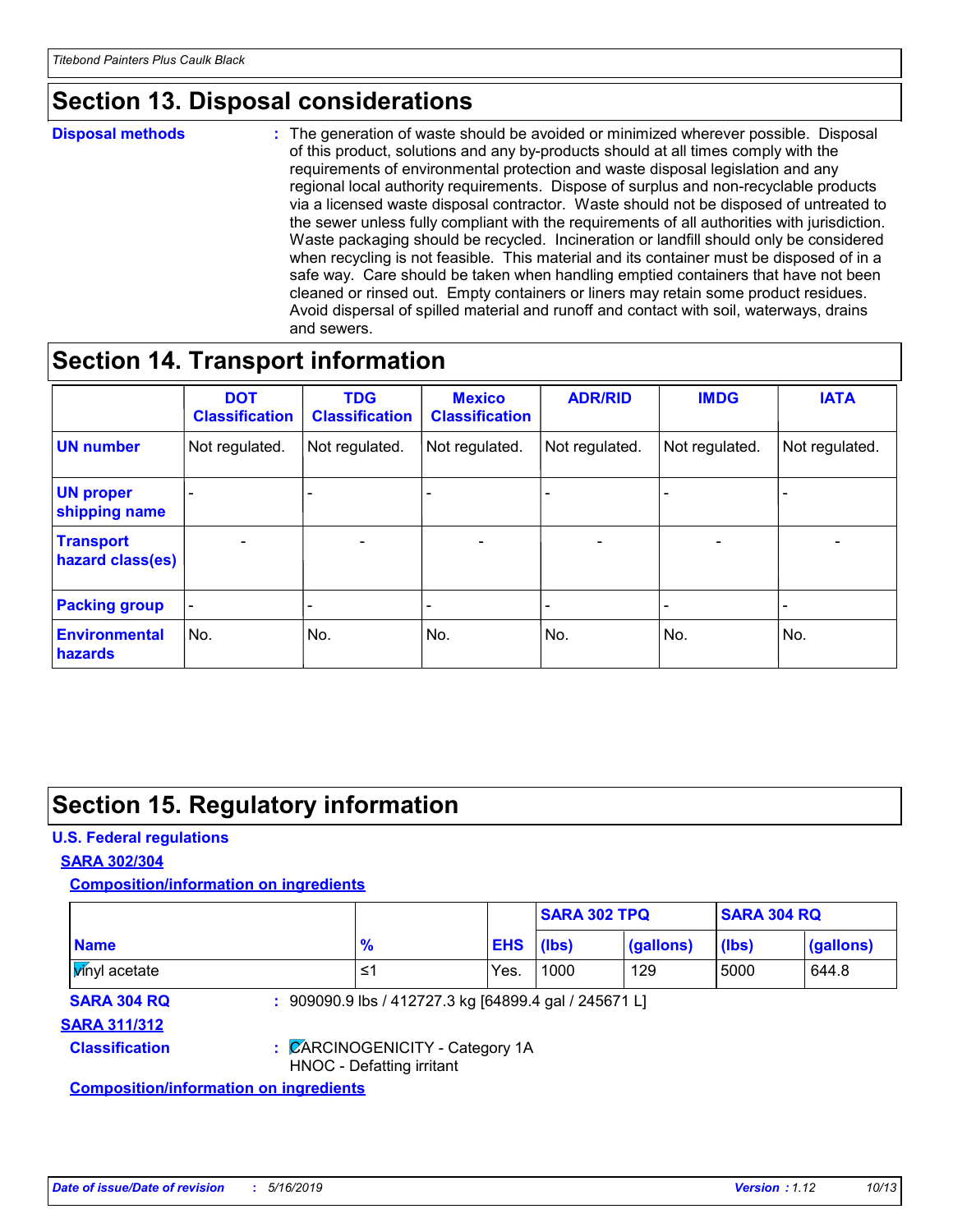# Section 13. Disposal considerations

**Disposal methods** : The generation of waste should be avoided or minimized wherever possible. Disposal of this product, solutions and any by-products should at all times comply with the requirements of environmental protection and waste disposal legislation and any regional local authority requirements. Dispose of surplus and non-recyclable products via a licensed waste disposal contractor. Waste should not be disposed of untreated to the sewer unless fully compliant with the requirements of all authorities with jurisdiction. Waste packaging should be recycled. Incineration or landfill should only be considered when recycling is not feasible. This material and its container must be disposed of in a safe way. Care should be taken when handling emptied containers that have not been cleaned or rinsed out. Empty containers or liners may retain some product residues. Avoid dispersal of spilled material and runoff and contact with soil, waterways, drains and sewers.

# Section 14. Transport information

| | DOT Classification | TDG Classification | Mexico Classification | ADR/RID | IMDG | IATA |
|---|---|---|---|---|---|---|
| **UN number** | Not regulated. | Not regulated. | Not regulated. | Not regulated. | Not regulated. | Not regulated. |
| **UN proper shipping name** | - | - | - | - | - | - |
| **Transport hazard class(es)** | - | - | - | - | - | - |
| **Packing group** | - | - | - | - | - | - |
| **Environmental hazards** | No. | No. | No. | No. | No. | No. |

# Section 15. Regulatory information

**U.S. Federal regulations**

**SARA 302/304**

**Composition/information on ingredients**

| | | | SARA 302 TPQ | | SARA 304 RQ | |
|---|---|---|---|---|---|---|
| **Name** | **%** | **EHS** | **(lbs)** | **(gallons)** | **(lbs)** | **(gallons)** |
| vinyl acetate | ≤1 | Yes. | 1000 | 129 | 5000 | 644.8 |

**SARA 304 RQ** : 909090.9 lbs / 412727.3 kg [64899.4 gal / 245671 L]

**SARA 311/312**

**Classification** : CARCINOGENICITY - Category 1A
HNOC - Defatting irritant

**Composition/information on ingredients**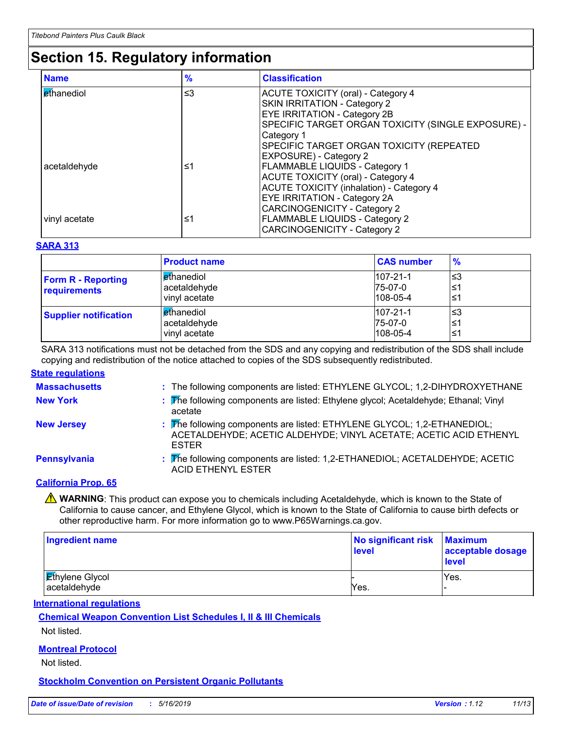## Section 15. Regulatory information

| Name | % | Classification |
|---|---|---|
| ethanediol | ≤3 | ACUTE TOXICITY (oral) - Category 4<br>SKIN IRRITATION - Category 2<br>EYE IRRITATION - Category 2B<br>SPECIFIC TARGET ORGAN TOXICITY (SINGLE EXPOSURE) - Category 1<br>SPECIFIC TARGET ORGAN TOXICITY (REPEATED EXPOSURE) - Category 2 |
| acetaldehyde | ≤1 | FLAMMABLE LIQUIDS - Category 1<br>ACUTE TOXICITY (oral) - Category 4<br>ACUTE TOXICITY (inhalation) - Category 4<br>EYE IRRITATION - Category 2A<br>CARCINOGENICITY - Category 2 |
| vinyl acetate | ≤1 | FLAMMABLE LIQUIDS - Category 2<br>CARCINOGENICITY - Category 2 |

**SARA 313**

| | Product name | CAS number | % |
|---|---|---|---|
| **Form R - Reporting requirements** | ethanediol<br>acetaldehyde<br>vinyl acetate | 107-21-1<br>75-07-0<br>108-05-4 | ≤3<br>≤1<br>≤1 |
| **Supplier notification** | ethanediol<br>acetaldehyde<br>vinyl acetate | 107-21-1<br>75-07-0<br>108-05-4 | ≤3<br>≤1<br>≤1 |

SARA 313 notifications must not be detached from the SDS and any copying and redistribution of the SDS shall include copying and redistribution of the notice attached to copies of the SDS subsequently redistributed.

**State regulations**

**Massachusetts** : The following components are listed: ETHYLENE GLYCOL; 1,2-DIHYDROXYETHANE

**New York** : The following components are listed: Ethylene glycol; Acetaldehyde; Ethanal; Vinyl acetate

**New Jersey** : The following components are listed: ETHYLENE GLYCOL; 1,2-ETHANEDIOL; ACETALDEHYDE; ACETIC ALDEHYDE; VINYL ACETATE; ACETIC ACID ETHENYL ESTER

**Pennsylvania** : The following components are listed: 1,2-ETHANEDIOL; ACETALDEHYDE; ACETIC ACID ETHENYL ESTER

**California Prop. 65**

⚠ **WARNING**: This product can expose you to chemicals including Acetaldehyde, which is known to the State of California to cause cancer, and Ethylene Glycol, which is known to the State of California to cause birth defects or other reproductive harm. For more information go to www.P65Warnings.ca.gov.

| Ingredient name | No significant risk level | Maximum acceptable dosage level |
|---|---|---|
| Ethylene Glycol | - | Yes. |
| acetaldehyde | Yes. | - |

**International regulations**

**Chemical Weapon Convention List Schedules I, II & III Chemicals**

Not listed.

**Montreal Protocol**

Not listed.

**Stockholm Convention on Persistent Organic Pollutants**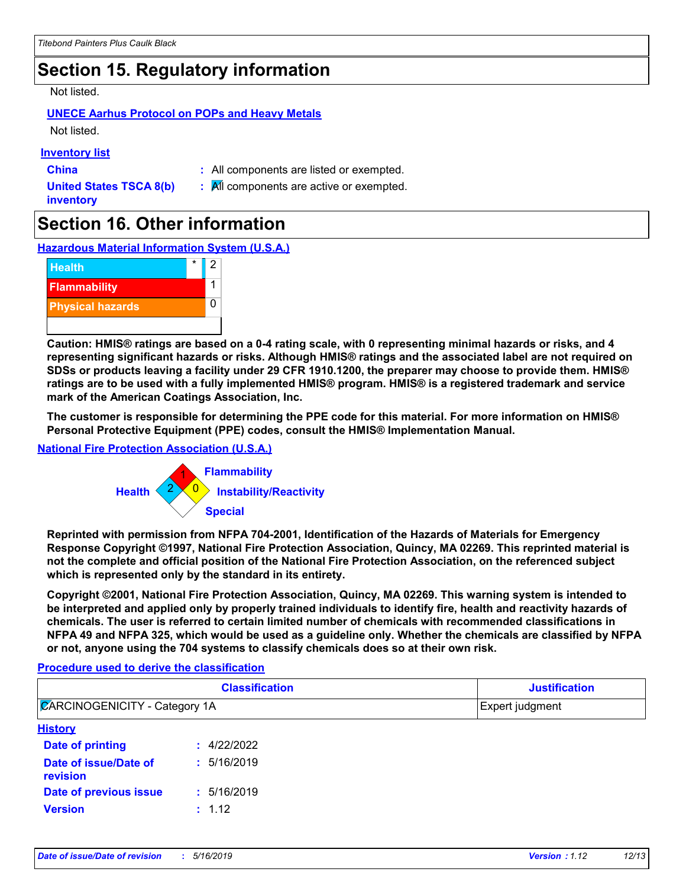## Section 15. Regulatory information

Not listed.

**UNECE Aarhus Protocol on POPs and Heavy Metals**

Not listed.

**Inventory list**

**China** : All components are listed or exempted.

**United States TSCA 8(b) inventory** : All components are active or exempted.

## Section 16. Other information

**Hazardous Material Information System (U.S.A.)**

| | | |
|---|---|---|
| Health | * | 2 |
| Flammability | | 1 |
| Physical hazards | | 0 |

**Caution: HMIS® ratings are based on a 0-4 rating scale, with 0 representing minimal hazards or risks, and 4 representing significant hazards or risks. Although HMIS® ratings and the associated label are not required on SDSs or products leaving a facility under 29 CFR 1910.1200, the preparer may choose to provide them. HMIS® ratings are to be used with a fully implemented HMIS® program. HMIS® is a registered trademark and service mark of the American Coatings Association, Inc.**

**The customer is responsible for determining the PPE code for this material. For more information on HMIS® Personal Protective Equipment (PPE) codes, consult the HMIS® Implementation Manual.**

**National Fire Protection Association (U.S.A.)**

Health: 2
Flammability: 1
Instability/Reactivity: 0
Special:

**Reprinted with permission from NFPA 704-2001, Identification of the Hazards of Materials for Emergency Response Copyright ©1997, National Fire Protection Association, Quincy, MA 02269. This reprinted material is not the complete and official position of the National Fire Protection Association, on the referenced subject which is represented only by the standard in its entirety.**

**Copyright ©2001, National Fire Protection Association, Quincy, MA 02269. This warning system is intended to be interpreted and applied only by properly trained individuals to identify fire, health and reactivity hazards of chemicals. The user is referred to certain limited number of chemicals with recommended classifications in NFPA 49 and NFPA 325, which would be used as a guideline only. Whether the chemicals are classified by NFPA or not, anyone using the 704 systems to classify chemicals does so at their own risk.**

**Procedure used to derive the classification**

| Classification | Justification |
|---|---|
| CARCINOGENICITY - Category 1A | Expert judgment |

**History**

**Date of printing** : 4/22/2022

**Date of issue/Date of revision** : 5/16/2019

**Date of previous issue** : 5/16/2019

**Version** : 1.12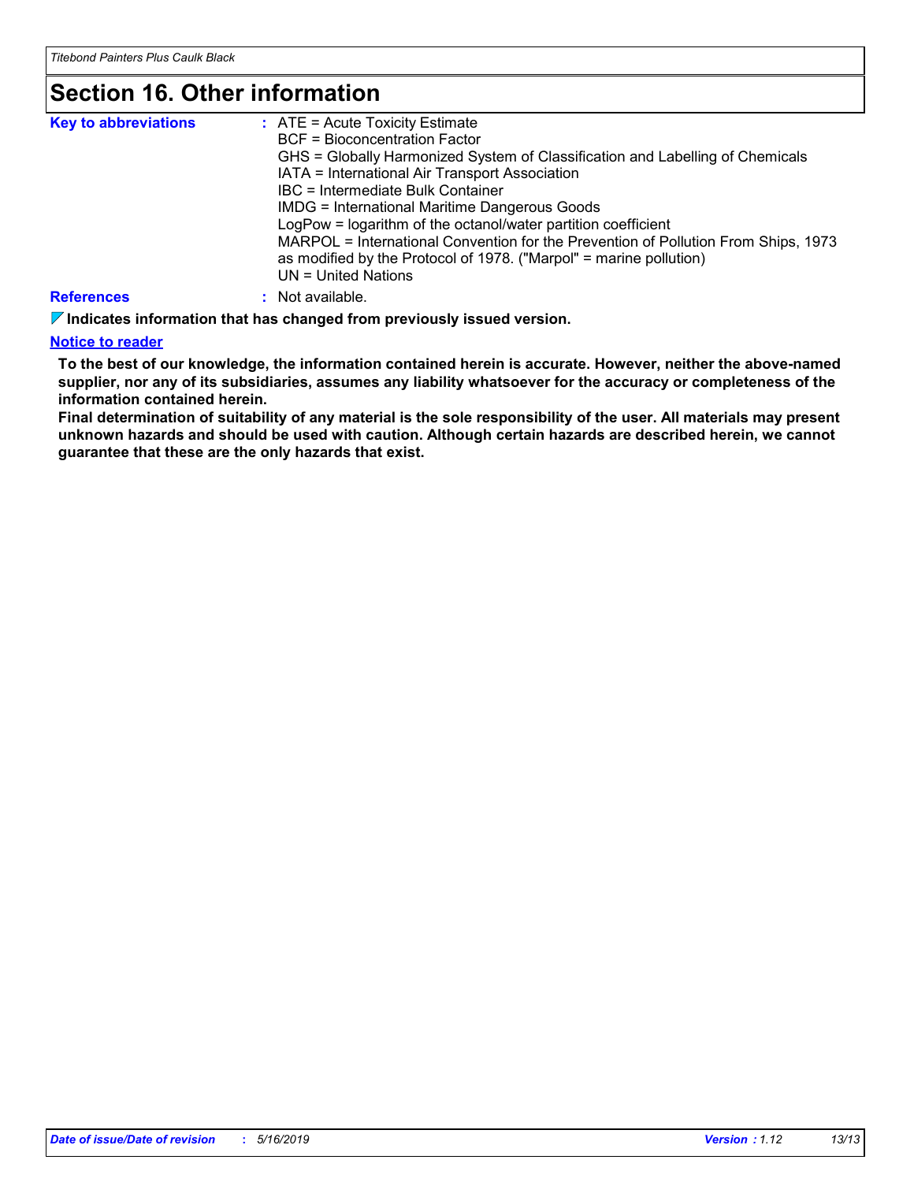# Section 16. Other information

**Key to abbreviations** : ATE = Acute Toxicity Estimate
BCF = Bioconcentration Factor
GHS = Globally Harmonized System of Classification and Labelling of Chemicals
IATA = International Air Transport Association
IBC = Intermediate Bulk Container
IMDG = International Maritime Dangerous Goods
LogPow = logarithm of the octanol/water partition coefficient
MARPOL = International Convention for the Prevention of Pollution From Ships, 1973 as modified by the Protocol of 1978. ("Marpol" = marine pollution)
UN = United Nations

**References** : Not available.

**Indicates information that has changed from previously issued version.**

**Notice to reader**

**To the best of our knowledge, the information contained herein is accurate. However, neither the above-named supplier, nor any of its subsidiaries, assumes any liability whatsoever for the accuracy or completeness of the information contained herein.**

**Final determination of suitability of any material is the sole responsibility of the user. All materials may present unknown hazards and should be used with caution. Although certain hazards are described herein, we cannot guarantee that these are the only hazards that exist.**